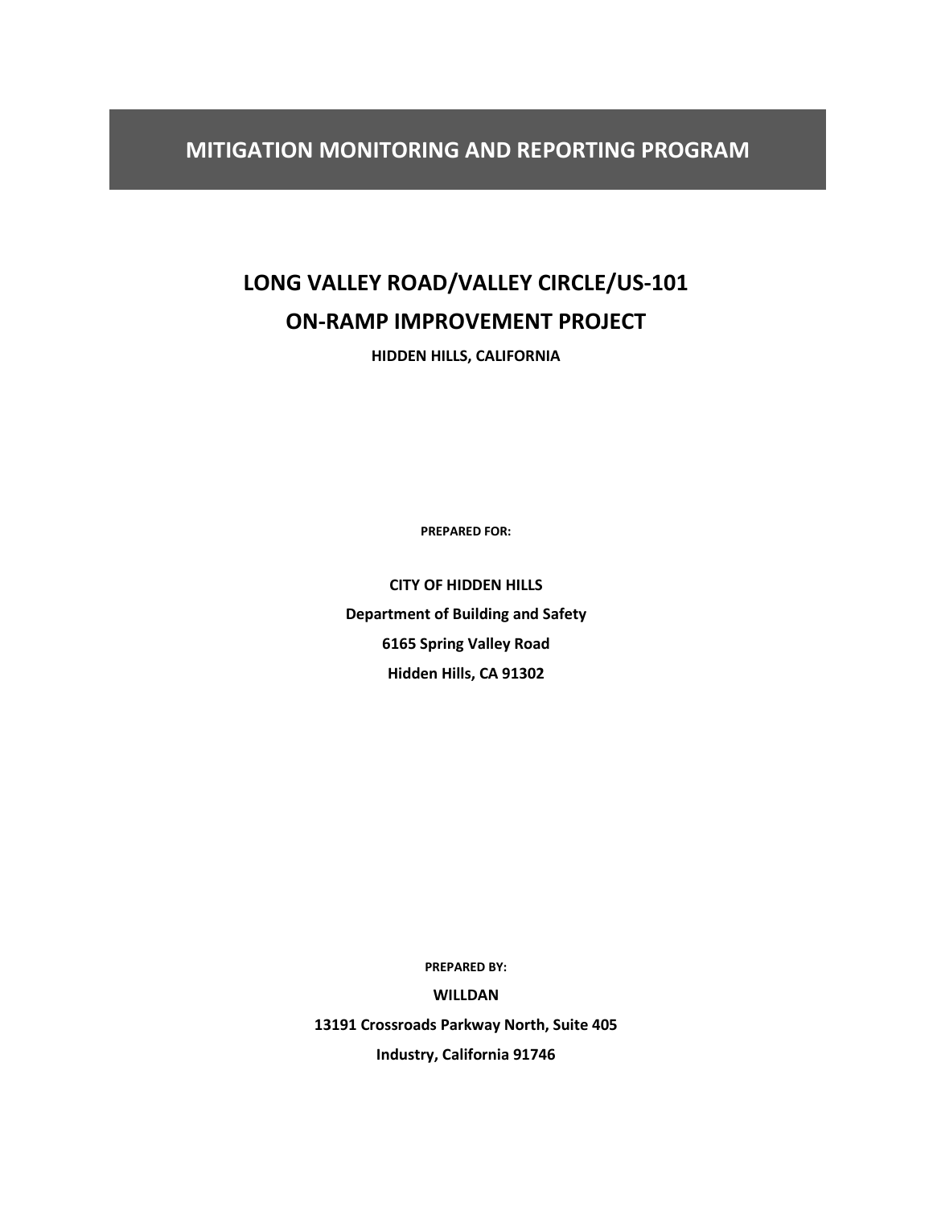# MITIGATION MONITORING AND REPORTING PROGRAM

## LONG VALLEY ROAD/VALLEY CIRCLE/US-101
## ON-RAMP IMPROVEMENT PROJECT

**HIDDEN HILLS, CALIFORNIA**

**PREPARED FOR:**

**CITY OF HIDDEN HILLS**
**Department of Building and Safety**
**6165 Spring Valley Road**
**Hidden Hills, CA 91302**

**PREPARED BY:**

**WILLDAN**
**13191 Crossroads Parkway North, Suite 405**
**Industry, California 91746**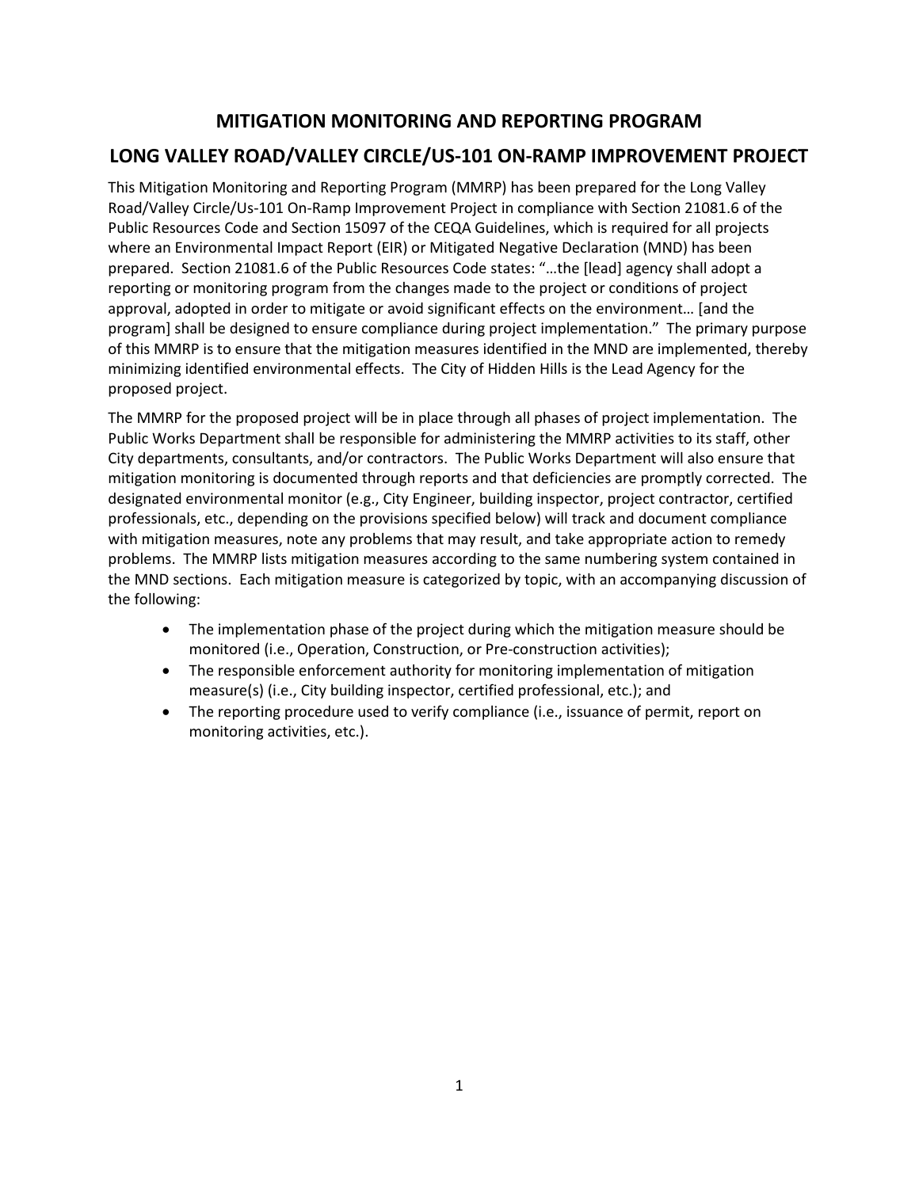# MITIGATION MONITORING AND REPORTING PROGRAM

## LONG VALLEY ROAD/VALLEY CIRCLE/US-101 ON-RAMP IMPROVEMENT PROJECT

This Mitigation Monitoring and Reporting Program (MMRP) has been prepared for the Long Valley Road/Valley Circle/Us-101 On-Ramp Improvement Project in compliance with Section 21081.6 of the Public Resources Code and Section 15097 of the CEQA Guidelines, which is required for all projects where an Environmental Impact Report (EIR) or Mitigated Negative Declaration (MND) has been prepared. Section 21081.6 of the Public Resources Code states: "…the [lead] agency shall adopt a reporting or monitoring program from the changes made to the project or conditions of project approval, adopted in order to mitigate or avoid significant effects on the environment… [and the program] shall be designed to ensure compliance during project implementation." The primary purpose of this MMRP is to ensure that the mitigation measures identified in the MND are implemented, thereby minimizing identified environmental effects. The City of Hidden Hills is the Lead Agency for the proposed project.

The MMRP for the proposed project will be in place through all phases of project implementation. The Public Works Department shall be responsible for administering the MMRP activities to its staff, other City departments, consultants, and/or contractors. The Public Works Department will also ensure that mitigation monitoring is documented through reports and that deficiencies are promptly corrected. The designated environmental monitor (e.g., City Engineer, building inspector, project contractor, certified professionals, etc., depending on the provisions specified below) will track and document compliance with mitigation measures, note any problems that may result, and take appropriate action to remedy problems. The MMRP lists mitigation measures according to the same numbering system contained in the MND sections. Each mitigation measure is categorized by topic, with an accompanying discussion of the following:

- The implementation phase of the project during which the mitigation measure should be monitored (i.e., Operation, Construction, or Pre-construction activities);
- The responsible enforcement authority for monitoring implementation of mitigation measure(s) (i.e., City building inspector, certified professional, etc.); and
- The reporting procedure used to verify compliance (i.e., issuance of permit, report on monitoring activities, etc.).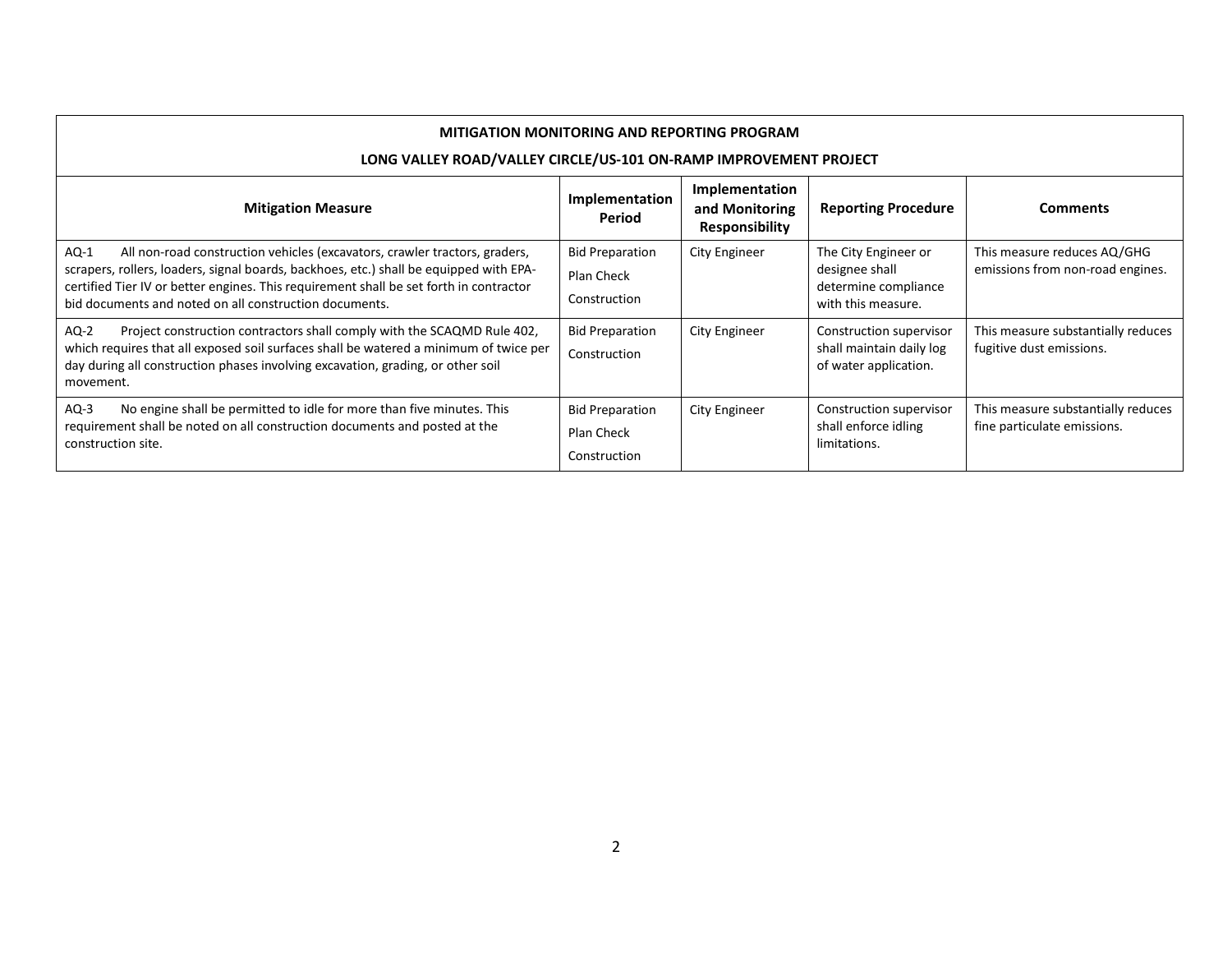| MITIGATION MONITORING AND REPORTING PROGRAM<br>LONG VALLEY ROAD/VALLEY CIRCLE/US-101 ON-RAMP IMPROVEMENT PROJECT | | | | |
|---|---|---|---|---|
| **Mitigation Measure** | **Implementation Period** | **Implementation and Monitoring Responsibility** | **Reporting Procedure** | **Comments** |
| AQ-1 All non-road construction vehicles (excavators, crawler tractors, graders, scrapers, rollers, loaders, signal boards, backhoes, etc.) shall be equipped with EPA-certified Tier IV or better engines. This requirement shall be set forth in contractor bid documents and noted on all construction documents. | Bid Preparation<br>Plan Check<br>Construction | City Engineer | The City Engineer or designee shall determine compliance with this measure. | This measure reduces AQ/GHG emissions from non-road engines. |
| AQ-2 Project construction contractors shall comply with the SCAQMD Rule 402, which requires that all exposed soil surfaces shall be watered a minimum of twice per day during all construction phases involving excavation, grading, or other soil movement. | Bid Preparation<br>Construction | City Engineer | Construction supervisor shall maintain daily log of water application. | This measure substantially reduces fugitive dust emissions. |
| AQ-3 No engine shall be permitted to idle for more than five minutes. This requirement shall be noted on all construction documents and posted at the construction site. | Bid Preparation<br>Plan Check<br>Construction | City Engineer | Construction supervisor shall enforce idling limitations. | This measure substantially reduces fine particulate emissions. |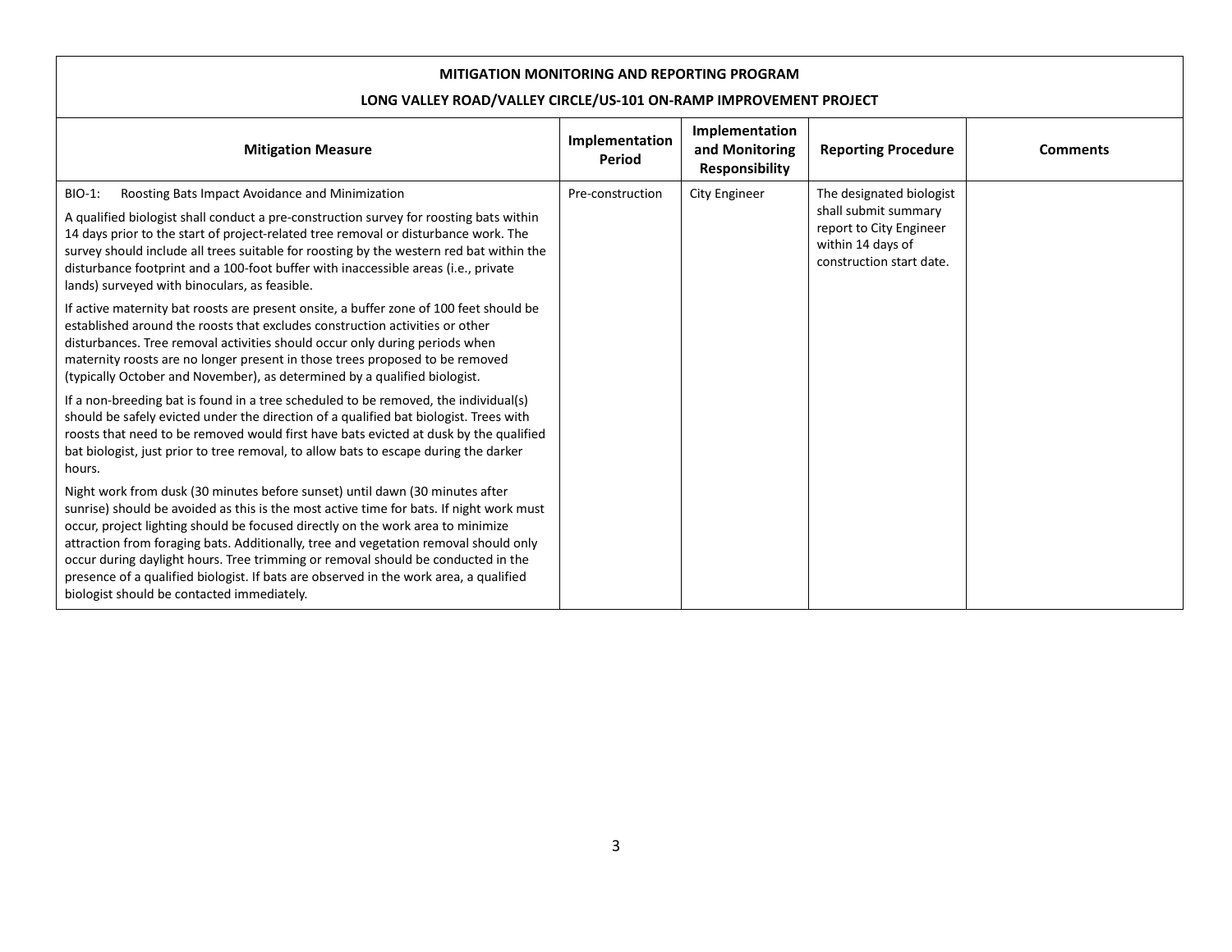| MITIGATION MONITORING AND REPORTING PROGRAM<br>LONG VALLEY ROAD/VALLEY CIRCLE/US-101 ON-RAMP IMPROVEMENT PROJECT | | | | |
|---|---|---|---|---|
| **Mitigation Measure** | **Implementation Period** | **Implementation and Monitoring Responsibility** | **Reporting Procedure** | **Comments** |
| BIO-1: Roosting Bats Impact Avoidance and Minimization<br><br>A qualified biologist shall conduct a pre-construction survey for roosting bats within 14 days prior to the start of project-related tree removal or disturbance work. The survey should include all trees suitable for roosting by the western red bat within the disturbance footprint and a 100-foot buffer with inaccessible areas (i.e., private lands) surveyed with binoculars, as feasible.<br><br>If active maternity bat roosts are present onsite, a buffer zone of 100 feet should be established around the roosts that excludes construction activities or other disturbances. Tree removal activities should occur only during periods when maternity roosts are no longer present in those trees proposed to be removed (typically October and November), as determined by a qualified biologist.<br><br>If a non-breeding bat is found in a tree scheduled to be removed, the individual(s) should be safely evicted under the direction of a qualified bat biologist. Trees with roosts that need to be removed would first have bats evicted at dusk by the qualified bat biologist, just prior to tree removal, to allow bats to escape during the darker hours.<br><br>Night work from dusk (30 minutes before sunset) until dawn (30 minutes after sunrise) should be avoided as this is the most active time for bats. If night work must occur, project lighting should be focused directly on the work area to minimize attraction from foraging bats. Additionally, tree and vegetation removal should only occur during daylight hours. Tree trimming or removal should be conducted in the presence of a qualified biologist. If bats are observed in the work area, a qualified biologist should be contacted immediately. | Pre-construction | City Engineer | The designated biologist shall submit summary report to City Engineer within 14 days of construction start date. | |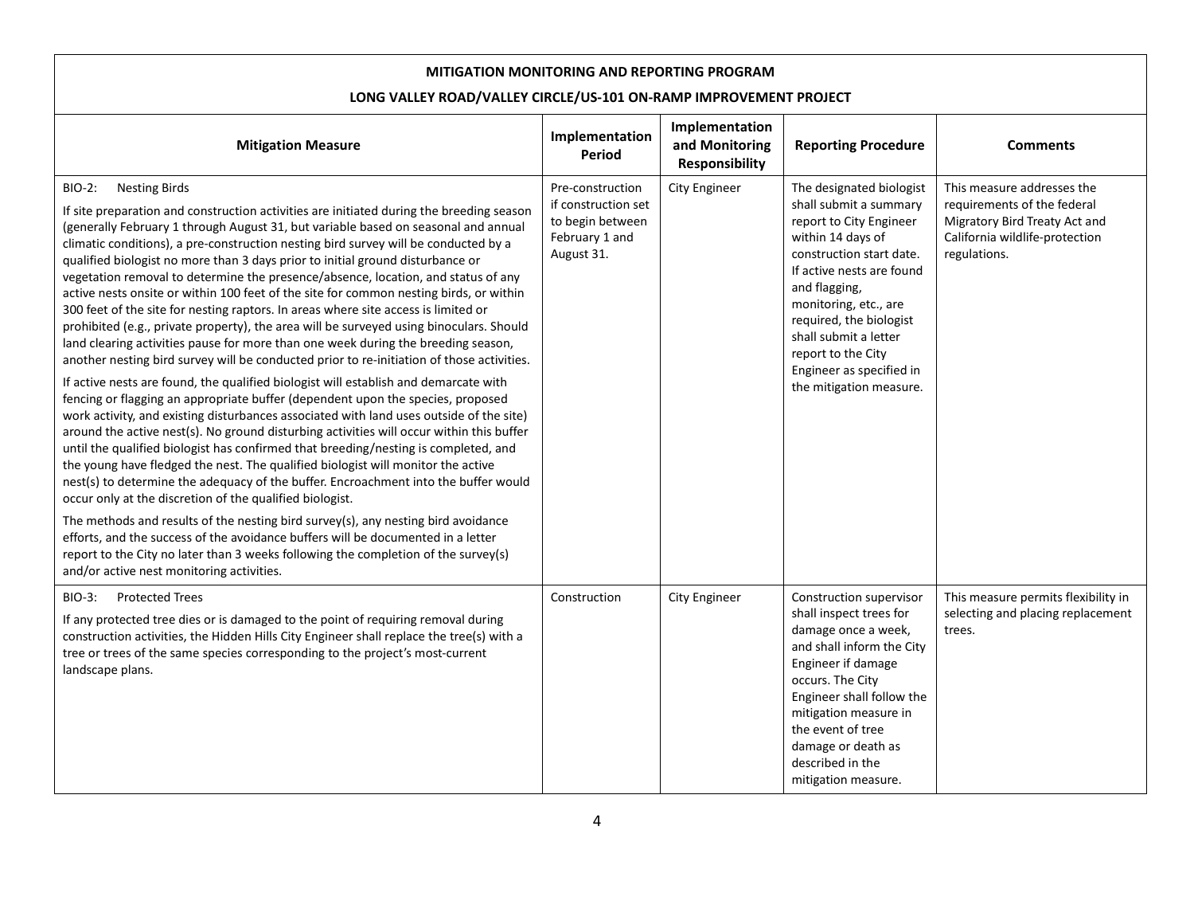**MITIGATION MONITORING AND REPORTING PROGRAM**

**LONG VALLEY ROAD/VALLEY CIRCLE/US-101 ON-RAMP IMPROVEMENT PROJECT**

| Mitigation Measure | Implementation Period | Implementation and Monitoring Responsibility | Reporting Procedure | Comments |
|---|---|---|---|---|
| BIO-2: Nesting Birds<br><br>If site preparation and construction activities are initiated during the breeding season (generally February 1 through August 31, but variable based on seasonal and annual climatic conditions), a pre-construction nesting bird survey will be conducted by a qualified biologist no more than 3 days prior to initial ground disturbance or vegetation removal to determine the presence/absence, location, and status of any active nests onsite or within 100 feet of the site for common nesting birds, or within 300 feet of the site for nesting raptors. In areas where site access is limited or prohibited (e.g., private property), the area will be surveyed using binoculars. Should land clearing activities pause for more than one week during the breeding season, another nesting bird survey will be conducted prior to re-initiation of those activities.<br><br>If active nests are found, the qualified biologist will establish and demarcate with fencing or flagging an appropriate buffer (dependent upon the species, proposed work activity, and existing disturbances associated with land uses outside of the site) around the active nest(s). No ground disturbing activities will occur within this buffer until the qualified biologist has confirmed that breeding/nesting is completed, and the young have fledged the nest. The qualified biologist will monitor the active nest(s) to determine the adequacy of the buffer. Encroachment into the buffer would occur only at the discretion of the qualified biologist.<br><br>The methods and results of the nesting bird survey(s), any nesting bird avoidance efforts, and the success of the avoidance buffers will be documented in a letter report to the City no later than 3 weeks following the completion of the survey(s) and/or active nest monitoring activities. | Pre-construction if construction set to begin between February 1 and August 31. | City Engineer | The designated biologist shall submit a summary report to City Engineer within 14 days of construction start date. If active nests are found and flagging, monitoring, etc., are required, the biologist shall submit a letter report to the City Engineer as specified in the mitigation measure. | This measure addresses the requirements of the federal Migratory Bird Treaty Act and California wildlife-protection regulations. |
| BIO-3: Protected Trees<br><br>If any protected tree dies or is damaged to the point of requiring removal during construction activities, the Hidden Hills City Engineer shall replace the tree(s) with a tree or trees of the same species corresponding to the project's most-current landscape plans. | Construction | City Engineer | Construction supervisor shall inspect trees for damage once a week, and shall inform the City Engineer if damage occurs. The City Engineer shall follow the mitigation measure in the event of tree damage or death as described in the mitigation measure. | This measure permits flexibility in selecting and placing replacement trees. |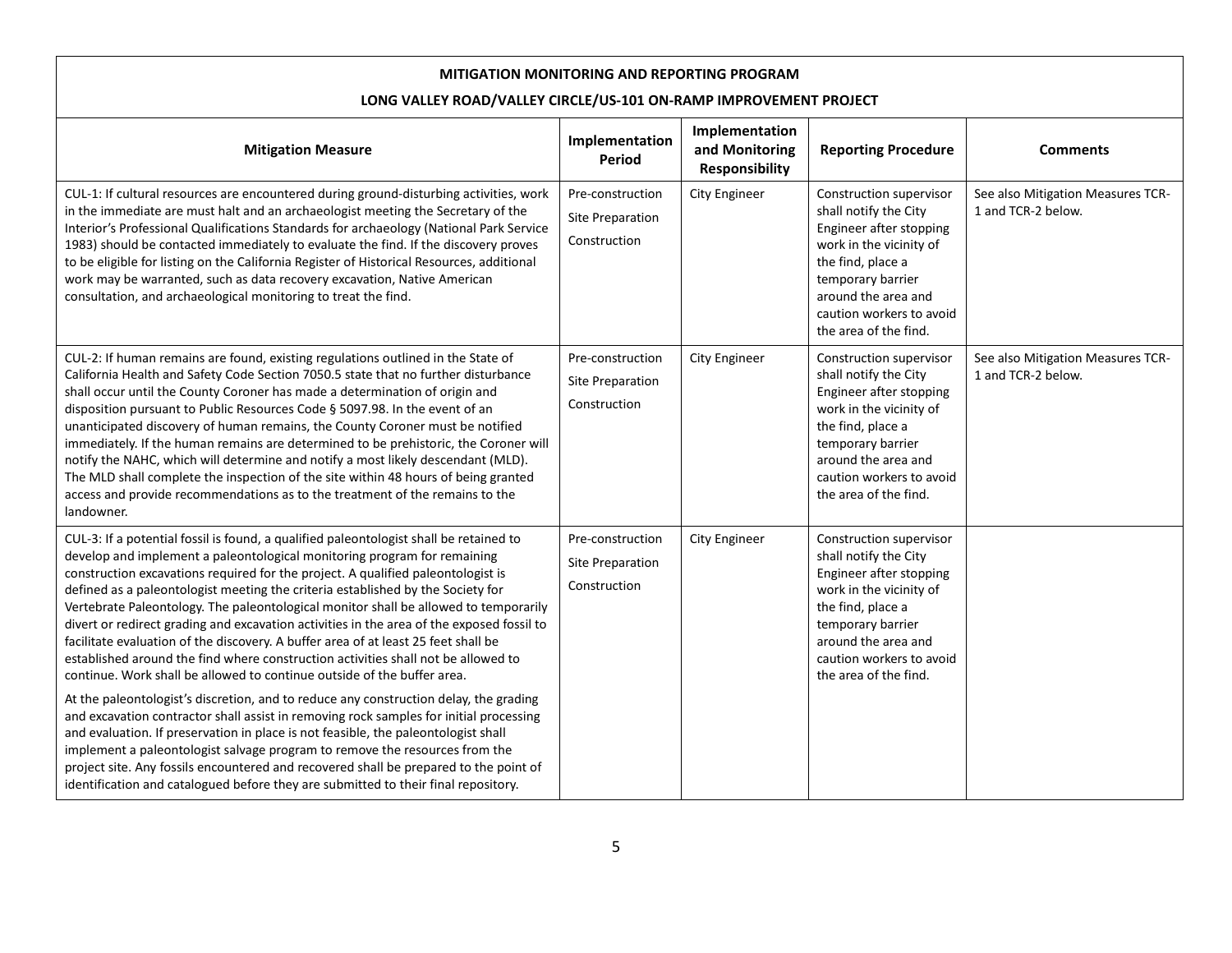| MITIGATION MONITORING AND REPORTING PROGRAM<br>LONG VALLEY ROAD/VALLEY CIRCLE/US-101 ON-RAMP IMPROVEMENT PROJECT | | | | |
|---|---|---|---|---|
| **Mitigation Measure** | **Implementation Period** | **Implementation and Monitoring Responsibility** | **Reporting Procedure** | **Comments** |
| CUL-1: If cultural resources are encountered during ground-disturbing activities, work in the immediate are must halt and an archaeologist meeting the Secretary of the Interior's Professional Qualifications Standards for archaeology (National Park Service 1983) should be contacted immediately to evaluate the find. If the discovery proves to be eligible for listing on the California Register of Historical Resources, additional work may be warranted, such as data recovery excavation, Native American consultation, and archaeological monitoring to treat the find. | Pre-construction<br>Site Preparation<br>Construction | City Engineer | Construction supervisor shall notify the City Engineer after stopping work in the vicinity of the find, place a temporary barrier around the area and caution workers to avoid the area of the find. | See also Mitigation Measures TCR-1 and TCR-2 below. |
| CUL-2: If human remains are found, existing regulations outlined in the State of California Health and Safety Code Section 7050.5 state that no further disturbance shall occur until the County Coroner has made a determination of origin and disposition pursuant to Public Resources Code § 5097.98. In the event of an unanticipated discovery of human remains, the County Coroner must be notified immediately. If the human remains are determined to be prehistoric, the Coroner will notify the NAHC, which will determine and notify a most likely descendant (MLD). The MLD shall complete the inspection of the site within 48 hours of being granted access and provide recommendations as to the treatment of the remains to the landowner. | Pre-construction<br>Site Preparation<br>Construction | City Engineer | Construction supervisor shall notify the City Engineer after stopping work in the vicinity of the find, place a temporary barrier around the area and caution workers to avoid the area of the find. | See also Mitigation Measures TCR-1 and TCR-2 below. |
| CUL-3: If a potential fossil is found, a qualified paleontologist shall be retained to develop and implement a paleontological monitoring program for remaining construction excavations required for the project. A qualified paleontologist is defined as a paleontologist meeting the criteria established by the Society for Vertebrate Paleontology. The paleontological monitor shall be allowed to temporarily divert or redirect grading and excavation activities in the area of the exposed fossil to facilitate evaluation of the discovery. A buffer area of at least 25 feet shall be established around the find where construction activities shall not be allowed to continue. Work shall be allowed to continue outside of the buffer area.<br><br>At the paleontologist's discretion, and to reduce any construction delay, the grading and excavation contractor shall assist in removing rock samples for initial processing and evaluation. If preservation in place is not feasible, the paleontologist shall implement a paleontologist salvage program to remove the resources from the project site. Any fossils encountered and recovered shall be prepared to the point of identification and catalogued before they are submitted to their final repository. | Pre-construction<br>Site Preparation<br>Construction | City Engineer | Construction supervisor shall notify the City Engineer after stopping work in the vicinity of the find, place a temporary barrier around the area and caution workers to avoid the area of the find. | |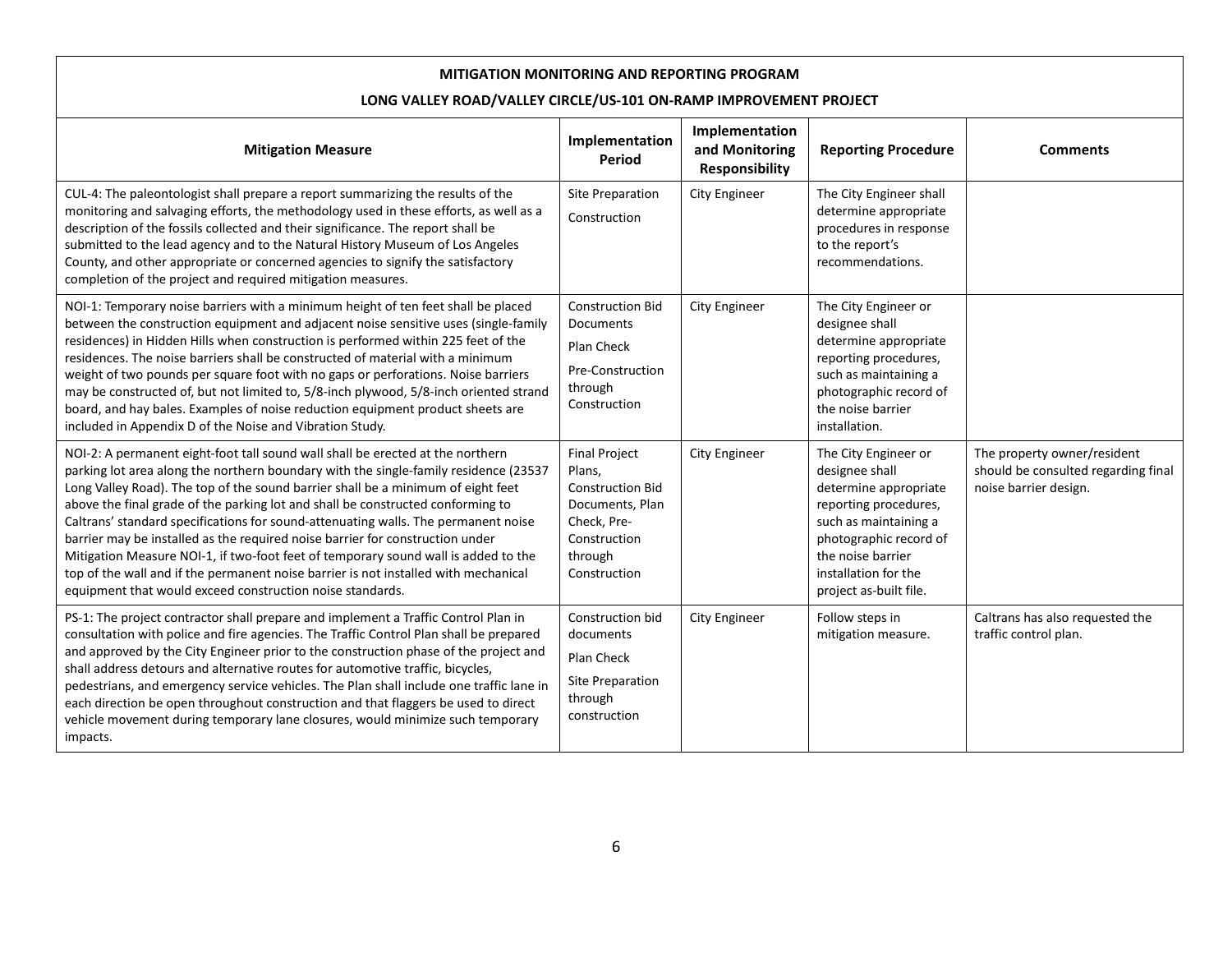**MITIGATION MONITORING AND REPORTING PROGRAM**

**LONG VALLEY ROAD/VALLEY CIRCLE/US-101 ON-RAMP IMPROVEMENT PROJECT**

| Mitigation Measure | Implementation Period | Implementation and Monitoring Responsibility | Reporting Procedure | Comments |
|---|---|---|---|---|
| CUL-4: The paleontologist shall prepare a report summarizing the results of the monitoring and salvaging efforts, the methodology used in these efforts, as well as a description of the fossils collected and their significance. The report shall be submitted to the lead agency and to the Natural History Museum of Los Angeles County, and other appropriate or concerned agencies to signify the satisfactory completion of the project and required mitigation measures. | Site Preparation<br>Construction | City Engineer | The City Engineer shall determine appropriate procedures in response to the report's recommendations. | |
| NOI-1: Temporary noise barriers with a minimum height of ten feet shall be placed between the construction equipment and adjacent noise sensitive uses (single-family residences) in Hidden Hills when construction is performed within 225 feet of the residences. The noise barriers shall be constructed of material with a minimum weight of two pounds per square foot with no gaps or perforations. Noise barriers may be constructed of, but not limited to, 5/8-inch plywood, 5/8-inch oriented strand board, and hay bales. Examples of noise reduction equipment product sheets are included in Appendix D of the Noise and Vibration Study. | Construction Bid Documents<br>Plan Check<br>Pre-Construction through Construction | City Engineer | The City Engineer or designee shall determine appropriate reporting procedures, such as maintaining a photographic record of the noise barrier installation. | |
| NOI-2: A permanent eight-foot tall sound wall shall be erected at the northern parking lot area along the northern boundary with the single-family residence (23537 Long Valley Road). The top of the sound barrier shall be a minimum of eight feet above the final grade of the parking lot and shall be constructed conforming to Caltrans' standard specifications for sound-attenuating walls. The permanent noise barrier may be installed as the required noise barrier for construction under Mitigation Measure NOI-1, if two-foot feet of temporary sound wall is added to the top of the wall and if the permanent noise barrier is not installed with mechanical equipment that would exceed construction noise standards. | Final Project Plans, Construction Bid Documents, Plan Check, Pre-Construction through Construction | City Engineer | The City Engineer or designee shall determine appropriate reporting procedures, such as maintaining a photographic record of the noise barrier installation for the project as-built file. | The property owner/resident should be consulted regarding final noise barrier design. |
| PS-1: The project contractor shall prepare and implement a Traffic Control Plan in consultation with police and fire agencies. The Traffic Control Plan shall be prepared and approved by the City Engineer prior to the construction phase of the project and shall address detours and alternative routes for automotive traffic, bicycles, pedestrians, and emergency service vehicles. The Plan shall include one traffic lane in each direction be open throughout construction and that flaggers be used to direct vehicle movement during temporary lane closures, would minimize such temporary impacts. | Construction bid documents<br>Plan Check<br>Site Preparation through construction | City Engineer | Follow steps in mitigation measure. | Caltrans has also requested the traffic control plan. |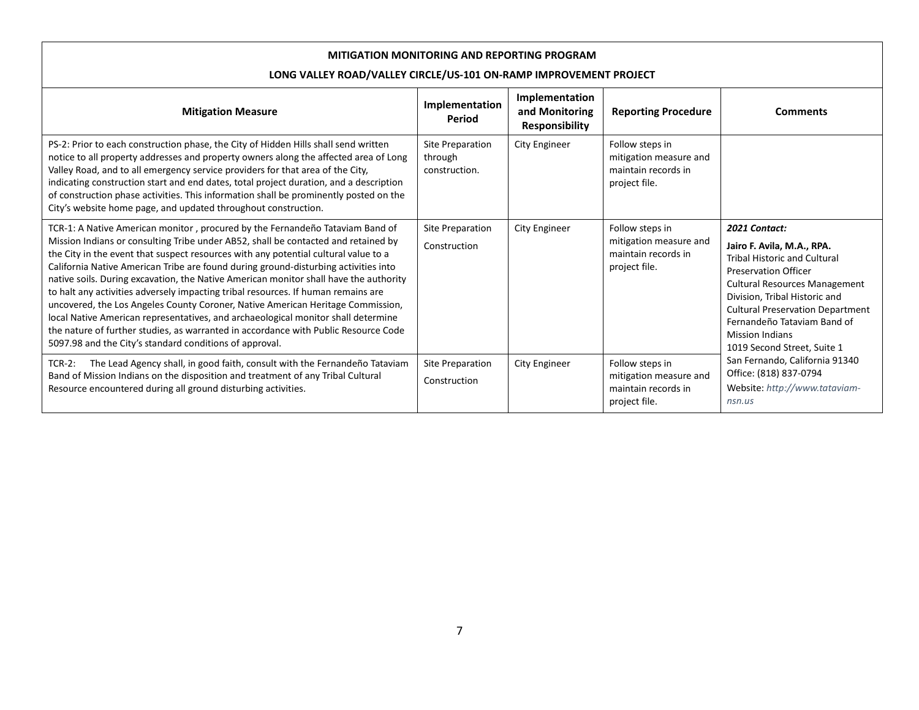**MITIGATION MONITORING AND REPORTING PROGRAM**

**LONG VALLEY ROAD/VALLEY CIRCLE/US-101 ON-RAMP IMPROVEMENT PROJECT**

| Mitigation Measure | Implementation Period | Implementation and Monitoring Responsibility | Reporting Procedure | Comments |
|---|---|---|---|---|
| PS-2: Prior to each construction phase, the City of Hidden Hills shall send written notice to all property addresses and property owners along the affected area of Long Valley Road, and to all emergency service providers for that area of the City, indicating construction start and end dates, total project duration, and a description of construction phase activities. This information shall be prominently posted on the City's website home page, and updated throughout construction. | Site Preparation through construction. | City Engineer | Follow steps in mitigation measure and maintain records in project file. | |
| TCR-1: A Native American monitor , procured by the Fernandeño Tataviam Band of Mission Indians or consulting Tribe under AB52, shall be contacted and retained by the City in the event that suspect resources with any potential cultural value to a California Native American Tribe are found during ground-disturbing activities into native soils. During excavation, the Native American monitor shall have the authority to halt any activities adversely impacting tribal resources. If human remains are uncovered, the Los Angeles County Coroner, Native American Heritage Commission, local Native American representatives, and archaeological monitor shall determine the nature of further studies, as warranted in accordance with Public Resource Code 5097.98 and the City's standard conditions of approval. | Site Preparation<br>Construction | City Engineer | Follow steps in mitigation measure and maintain records in project file. | ***2021 Contact:***<br>**Jairo F. Avila, M.A., RPA.**<br>Tribal Historic and Cultural Preservation Officer<br>Cultural Resources Management Division, Tribal Historic and Cultural Preservation Department<br>Fernandeño Tataviam Band of Mission Indians<br>1019 Second Street, Suite 1<br>San Fernando, California 91340<br>Office: (818) 837-0794<br>Website: *http://www.tataviam-nsn.us* |
| TCR-2: The Lead Agency shall, in good faith, consult with the Fernandeño Tataviam Band of Mission Indians on the disposition and treatment of any Tribal Cultural Resource encountered during all ground disturbing activities. | Site Preparation<br>Construction | City Engineer | Follow steps in mitigation measure and maintain records in project file. | |